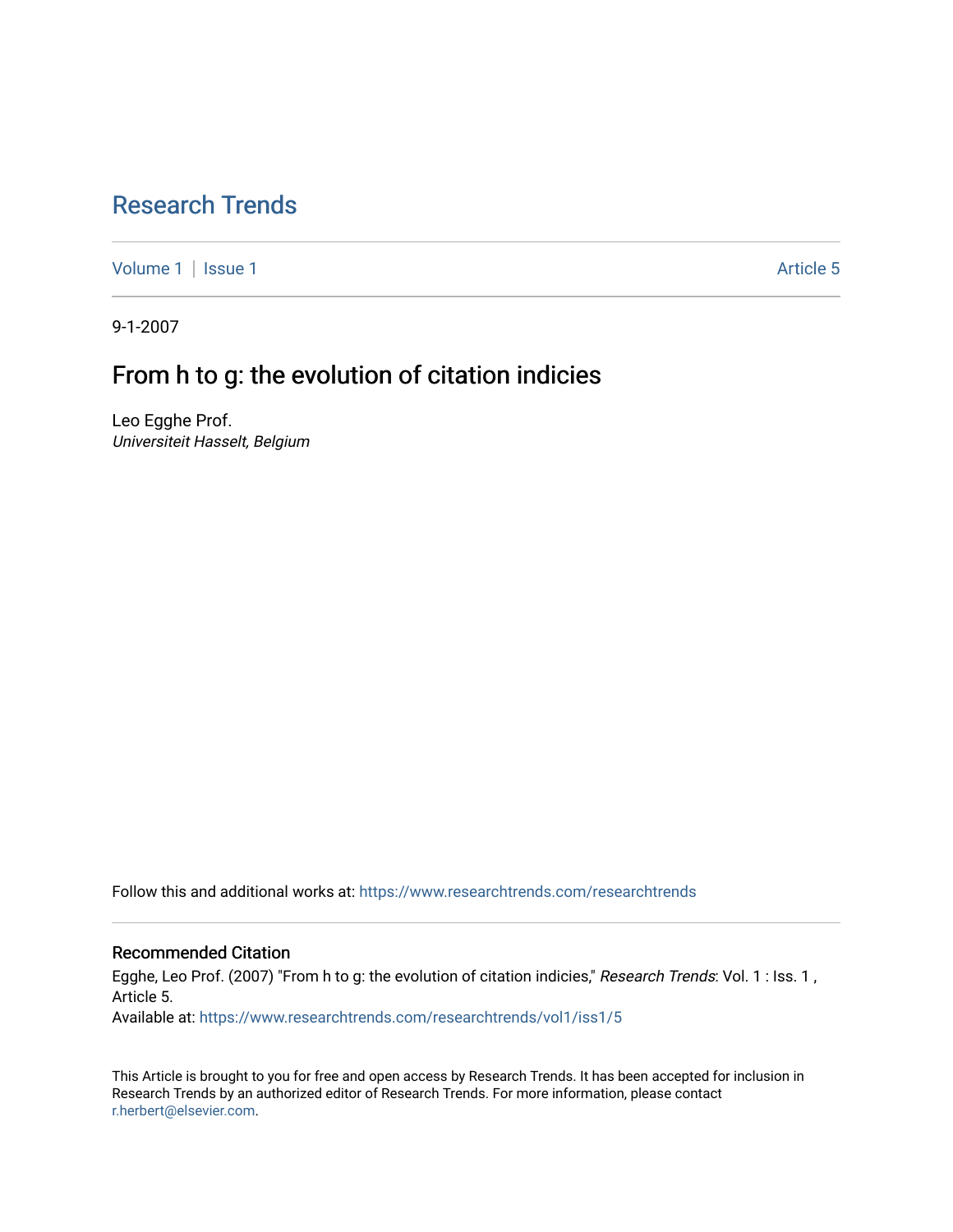# Research Trends

Volume 1 | Issue 1 Article 5

9-1-2007

## From h to g: the evolution of citation indicies

Leo Egghe Prof.
*Universiteit Hasselt, Belgium*

Follow this and additional works at: https://www.researchtrends.com/researchtrends

### Recommended Citation

Egghe, Leo Prof. (2007) "From h to g: the evolution of citation indicies," *Research Trends*: Vol. 1 : Iss. 1 , Article 5.
Available at: https://www.researchtrends.com/researchtrends/vol1/iss1/5

This Article is brought to you for free and open access by Research Trends. It has been accepted for inclusion in Research Trends by an authorized editor of Research Trends. For more information, please contact r.herbert@elsevier.com.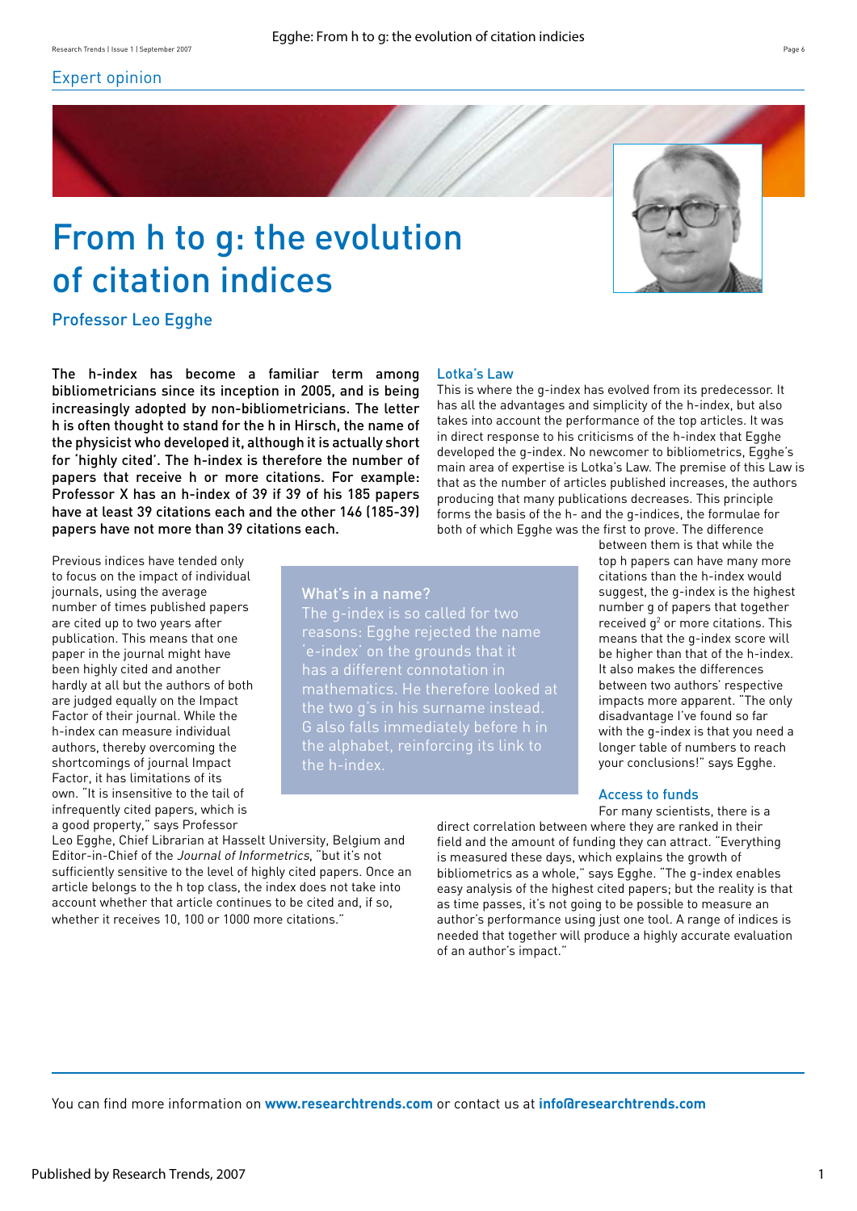Expert opinion

# From h to g: the evolution of citation indices

## Professor Leo Egghe

**The h-index has become a familiar term among bibliometricians since its inception in 2005, and is being increasingly adopted by non-bibliometricians. The letter h is often thought to stand for the h in Hirsch, the name of the physicist who developed it, although it is actually short for 'highly cited'. The h-index is therefore the number of papers that receive h or more citations. For example: Professor X has an h-index of 39 if 39 of his 185 papers have at least 39 citations each and the other 146 (185-39) papers have not more than 39 citations each.**

Previous indices have tended only to focus on the impact of individual journals, using the average number of times published papers are cited up to two years after publication. This means that one paper in the journal might have been highly cited and another hardly at all but the authors of both are judged equally on the Impact Factor of their journal. While the h-index can measure individual authors, thereby overcoming the shortcomings of journal Impact Factor, it has limitations of its own. "It is insensitive to the tail of infrequently cited papers, which is a good property," says Professor Leo Egghe, Chief Librarian at Hasselt University, Belgium and Editor-in-Chief of the *Journal of Informetrics*, "but it's not sufficiently sensitive to the level of highly cited papers. Once an article belongs to the h top class, the index does not take into account whether that article continues to be cited and, if so, whether it receives 10, 100 or 1000 more citations."

### What's in a name?

The g-index is so called for two reasons: Egghe rejected the name 'e-index' on the grounds that it has a different connotation in mathematics. He therefore looked at the two g's in his surname instead. G also falls immediately before h in the alphabet, reinforcing its link to the h-index.

### Lotka's Law

This is where the g-index has evolved from its predecessor. It has all the advantages and simplicity of the h-index, but also takes into account the performance of the top articles. It was in direct response to his criticisms of the h-index that Egghe developed the g-index. No newcomer to bibliometrics, Egghe's main area of expertise is Lotka's Law. The premise of this Law is that as the number of articles published increases, the authors producing that many publications decreases. This principle forms the basis of the h- and the g-indices, the formulae for both of which Egghe was the first to prove. The difference between them is that while the top h papers can have many more citations than the h-index would suggest, the g-index is the highest number g of papers that together received $g^2$ or more citations. This means that the g-index score will be higher than that of the h-index. It also makes the differences between two authors' respective impacts more apparent. "The only disadvantage I've found so far with the g-index is that you need a longer table of numbers to reach your conclusions!" says Egghe.

### Access to funds

For many scientists, there is a direct correlation between where they are ranked in their field and the amount of funding they can attract. "Everything is measured these days, which explains the growth of bibliometrics as a whole," says Egghe. "The g-index enables easy analysis of the highest cited papers; but the reality is that as time passes, it's not going to be possible to measure an author's performance using just one tool. A range of indices is needed that together will produce a highly accurate evaluation of an author's impact."

You can find more information on **www.researchtrends.com** or contact us at **info@researchtrends.com**